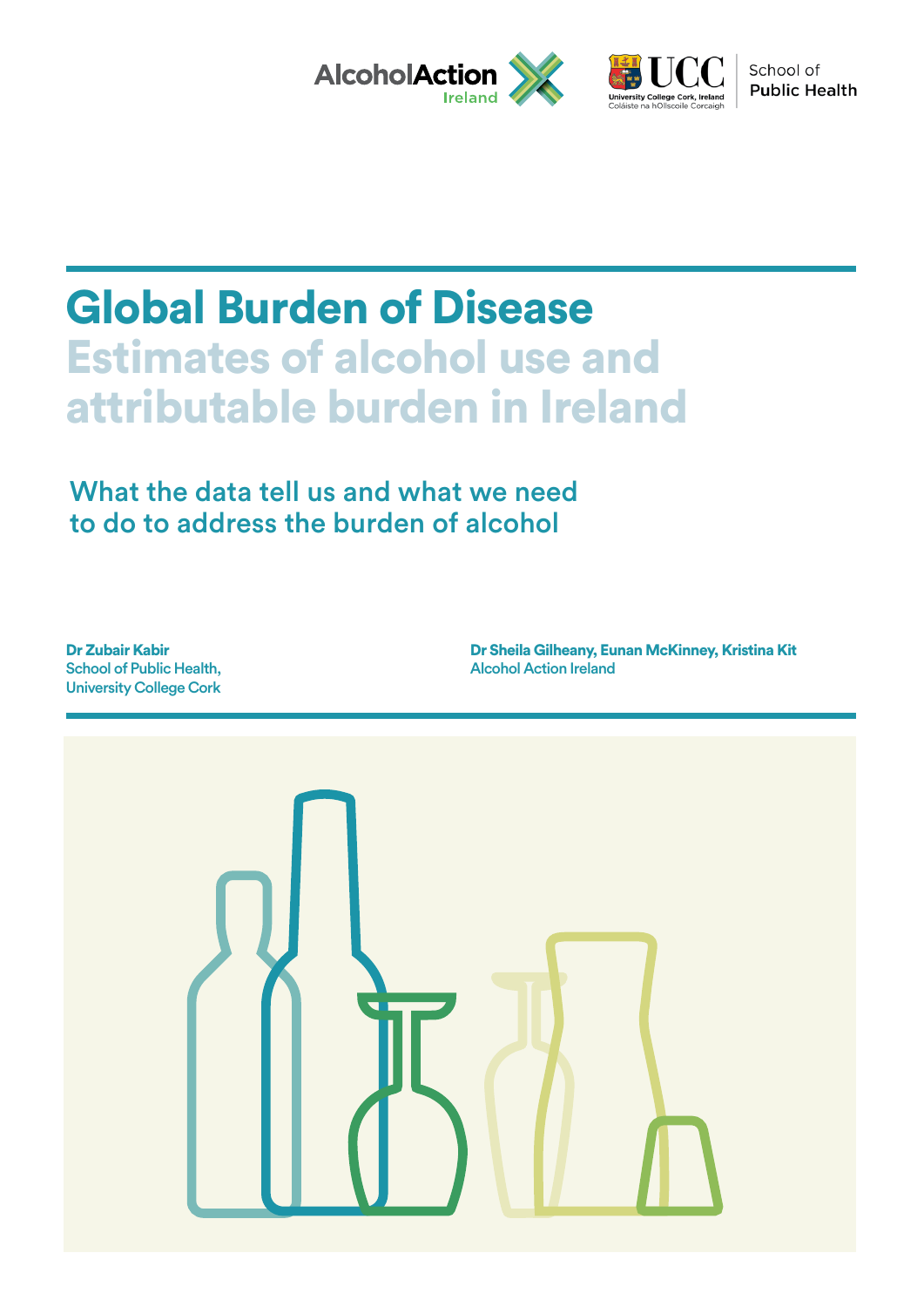# Global Burden of Disease

## Estimates of alcohol use and attributable burden in Ireland

### What the data tell us and what we need to do to address the burden of alcohol

**Dr Zubair Kabir**
School of Public Health,
University College Cork

**Dr Sheila Gilheany, Eunan McKinney, Kristina Kit**
Alcohol Action Ireland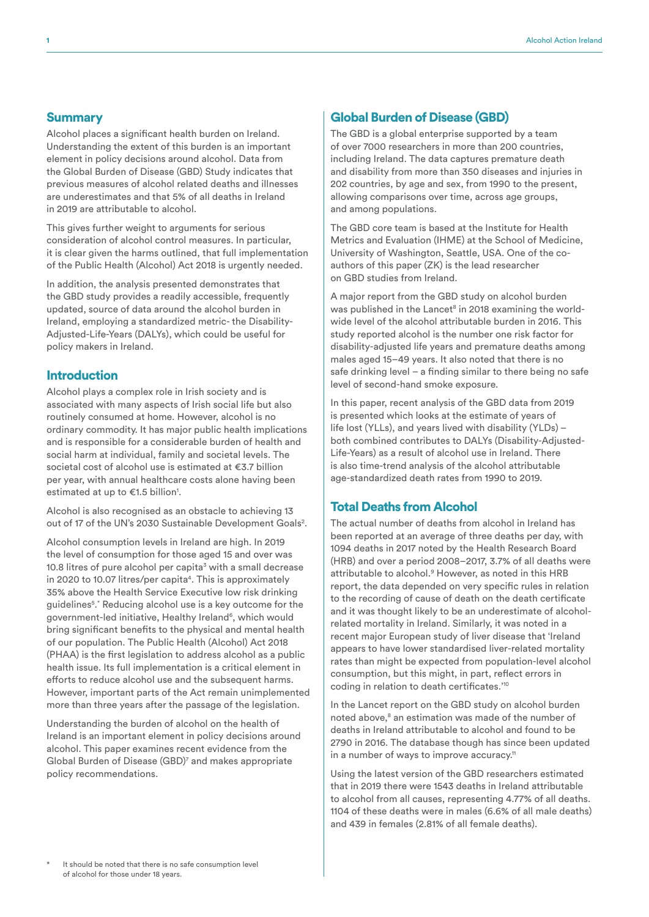## Summary

Alcohol places a significant health burden on Ireland. Understanding the extent of this burden is an important element in policy decisions around alcohol. Data from the Global Burden of Disease (GBD) Study indicates that previous measures of alcohol related deaths and illnesses are underestimates and that 5% of all deaths in Ireland in 2019 are attributable to alcohol.

This gives further weight to arguments for serious consideration of alcohol control measures. In particular, it is clear given the harms outlined, that full implementation of the Public Health (Alcohol) Act 2018 is urgently needed.

In addition, the analysis presented demonstrates that the GBD study provides a readily accessible, frequently updated, source of data around the alcohol burden in Ireland, employing a standardized metric- the Disability-Adjusted-Life-Years (DALYs), which could be useful for policy makers in Ireland.

## Introduction

Alcohol plays a complex role in Irish society and is associated with many aspects of Irish social life but also routinely consumed at home. However, alcohol is no ordinary commodity. It has major public health implications and is responsible for a considerable burden of health and social harm at individual, family and societal levels. The societal cost of alcohol use is estimated at €3.7 billion per year, with annual healthcare costs alone having been estimated at up to €1.5 billion[1].

Alcohol is also recognised as an obstacle to achieving 13 out of 17 of the UN's 2030 Sustainable Development Goals[2].

Alcohol consumption levels in Ireland are high. In 2019 the level of consumption for those aged 15 and over was 10.8 litres of pure alcohol per capita[3] with a small decrease in 2020 to 10.07 litres/per capita[4]. This is approximately 35% above the Health Service Executive low risk drinking guidelines[5,*]. Reducing alcohol use is a key outcome for the government-led initiative, Healthy Ireland[6], which would bring significant benefits to the physical and mental health of our population. The Public Health (Alcohol) Act 2018 (PHAA) is the first legislation to address alcohol as a public health issue. Its full implementation is a critical element in efforts to reduce alcohol use and the subsequent harms. However, important parts of the Act remain unimplemented more than three years after the passage of the legislation.

Understanding the burden of alcohol on the health of Ireland is an important element in policy decisions around alcohol. This paper examines recent evidence from the Global Burden of Disease (GBD)[7] and makes appropriate policy recommendations.

## Global Burden of Disease (GBD)

The GBD is a global enterprise supported by a team of over 7000 researchers in more than 200 countries, including Ireland. The data captures premature death and disability from more than 350 diseases and injuries in 202 countries, by age and sex, from 1990 to the present, allowing comparisons over time, across age groups, and among populations.

The GBD core team is based at the Institute for Health Metrics and Evaluation (IHME) at the School of Medicine, University of Washington, Seattle, USA. One of the co-authors of this paper (ZK) is the lead researcher on GBD studies from Ireland.

A major report from the GBD study on alcohol burden was published in the Lancet[8] in 2018 examining the world-wide level of the alcohol attributable burden in 2016. This study reported alcohol is the number one risk factor for disability-adjusted life years and premature deaths among males aged 15–49 years. It also noted that there is no safe drinking level – a finding similar to there being no safe level of second-hand smoke exposure.

In this paper, recent analysis of the GBD data from 2019 is presented which looks at the estimate of years of life lost (YLLs), and years lived with disability (YLDs) – both combined contributes to DALYs (Disability-Adjusted-Life-Years) as a result of alcohol use in Ireland. There is also time-trend analysis of the alcohol attributable age-standardized death rates from 1990 to 2019.

## Total Deaths from Alcohol

The actual number of deaths from alcohol in Ireland has been reported at an average of three deaths per day, with 1094 deaths in 2017 noted by the Health Research Board (HRB) and over a period 2008–2017, 3.7% of all deaths were attributable to alcohol.[9] However, as noted in this HRB report, the data depended on very specific rules in relation to the recording of cause of death on the death certificate and it was thought likely to be an underestimate of alcohol-related mortality in Ireland. Similarly, it was noted in a recent major European study of liver disease that 'Ireland appears to have lower standardised liver-related mortality rates than might be expected from population-level alcohol consumption, but this might, in part, reflect errors in coding in relation to death certificates.'[10]

In the Lancet report on the GBD study on alcohol burden noted above,[8] an estimation was made of the number of deaths in Ireland attributable to alcohol and found to be 2790 in 2016. The database though has since been updated in a number of ways to improve accuracy.[11]

Using the latest version of the GBD researchers estimated that in 2019 there were 1543 deaths in Ireland attributable to alcohol from all causes, representing 4.77% of all deaths. 1104 of these deaths were in males (6.6% of all male deaths) and 439 in females (2.81% of all female deaths).

\* It should be noted that there is no safe consumption level of alcohol for those under 18 years.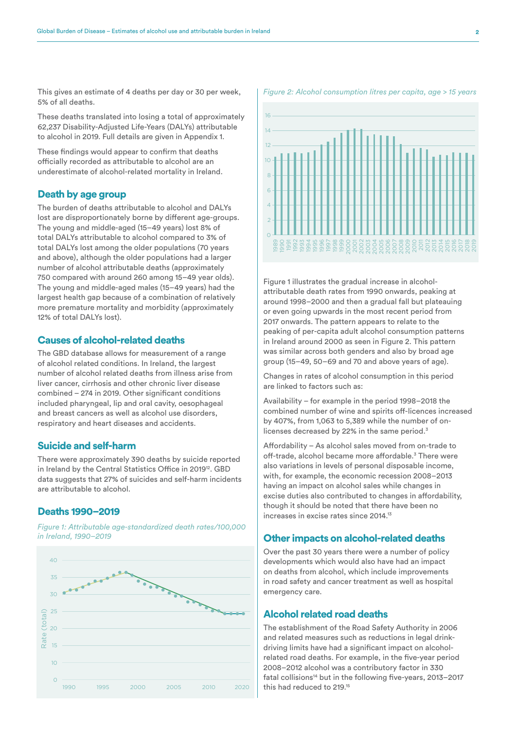This gives an estimate of 4 deaths per day or 30 per week, 5% of all deaths.

These deaths translated into losing a total of approximately 62,237 Disability-Adjusted Life-Years (DALYs) attributable to alcohol in 2019. Full details are given in Appendix 1.

These findings would appear to confirm that deaths officially recorded as attributable to alcohol are an underestimate of alcohol-related mortality in Ireland.

## Death by age group

The burden of deaths attributable to alcohol and DALYs lost are disproportionately borne by different age-groups. The young and middle-aged (15–49 years) lost 8% of total DALYs attributable to alcohol compared to 3% of total DALYs lost among the older populations (70 years and above), although the older populations had a larger number of alcohol attributable deaths (approximately 750 compared with around 260 among 15–49 year olds). The young and middle-aged males (15–49 years) had the largest health gap because of a combination of relatively more premature mortality and morbidity (approximately 12% of total DALYs lost).

## Causes of alcohol-related deaths

The GBD database allows for measurement of a range of alcohol related conditions. In Ireland, the largest number of alcohol related deaths from illness arise from liver cancer, cirrhosis and other chronic liver disease combined – 274 in 2019. Other significant conditions included pharyngeal, lip and oral cavity, oesophageal and breast cancers as well as alcohol use disorders, respiratory and heart diseases and accidents.

## Suicide and self-harm

There were approximately 390 deaths by suicide reported in Ireland by the Central Statistics Office in 2019[12]. GBD data suggests that 27% of suicides and self-harm incidents are attributable to alcohol.

## Deaths 1990–2019

*Figure 1: Attributable age-standardized death rates/100,000 in Ireland, 1990–2019*

*Figure 2: Alcohol consumption litres per capita, age > 15 years*

Figure 1 illustrates the gradual increase in alcohol-attributable death rates from 1990 onwards, peaking at around 1998–2000 and then a gradual fall but plateauing or even going upwards in the most recent period from 2017 onwards. The pattern appears to relate to the peaking of per-capita adult alcohol consumption patterns in Ireland around 2000 as seen in Figure 2. This pattern was similar across both genders and also by broad age group (15–49, 50–69 and 70 and above years of age).

Changes in rates of alcohol consumption in this period are linked to factors such as:

Availability – for example in the period 1998–2018 the combined number of wine and spirits off-licences increased by 407%, from 1,063 to 5,389 while the number of on-licenses decreased by 22% in the same period.[3]

Affordability – As alcohol sales moved from on-trade to off-trade, alcohol became more affordable.[3] There were also variations in levels of personal disposable income, with, for example, the economic recession 2008–2013 having an impact on alcohol sales while changes in excise duties also contributed to changes in affordability, though it should be noted that there have been no increases in excise rates since 2014.[13]

## Other impacts on alcohol-related deaths

Over the past 30 years there were a number of policy developments which would also have had an impact on deaths from alcohol, which include improvements in road safety and cancer treatment as well as hospital emergency care.

## Alcohol related road deaths

The establishment of the Road Safety Authority in 2006 and related measures such as reductions in legal drink-driving limits have had a significant impact on alcohol-related road deaths. For example, in the five-year period 2008–2012 alcohol was a contributory factor in 330 fatal collisions[14] but in the following five-years, 2013–2017 this had reduced to 219.[15]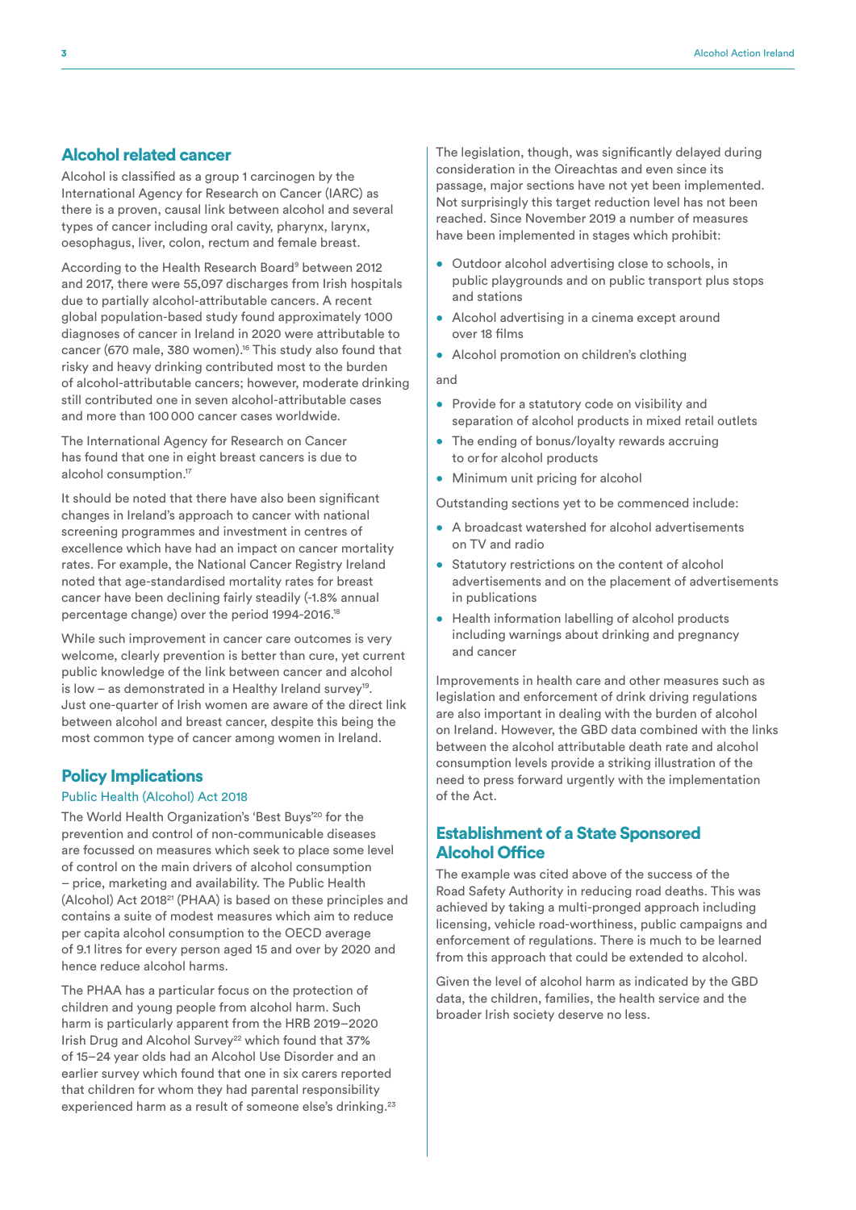## Alcohol related cancer

Alcohol is classified as a group 1 carcinogen by the International Agency for Research on Cancer (IARC) as there is a proven, causal link between alcohol and several types of cancer including oral cavity, pharynx, larynx, oesophagus, liver, colon, rectum and female breast.

According to the Health Research Board[9] between 2012 and 2017, there were 55,097 discharges from Irish hospitals due to partially alcohol-attributable cancers. A recent global population-based study found approximately 1000 diagnoses of cancer in Ireland in 2020 were attributable to cancer (670 male, 380 women).[16] This study also found that risky and heavy drinking contributed most to the burden of alcohol-attributable cancers; however, moderate drinking still contributed one in seven alcohol-attributable cases and more than 100 000 cancer cases worldwide.

The International Agency for Research on Cancer has found that one in eight breast cancers is due to alcohol consumption.[17]

It should be noted that there have also been significant changes in Ireland's approach to cancer with national screening programmes and investment in centres of excellence which have had an impact on cancer mortality rates. For example, the National Cancer Registry Ireland noted that age-standardised mortality rates for breast cancer have been declining fairly steadily (-1.8% annual percentage change) over the period 1994-2016.[18]

While such improvement in cancer care outcomes is very welcome, clearly prevention is better than cure, yet current public knowledge of the link between cancer and alcohol is low – as demonstrated in a Healthy Ireland survey[19]. Just one-quarter of Irish women are aware of the direct link between alcohol and breast cancer, despite this being the most common type of cancer among women in Ireland.

## Policy Implications

### Public Health (Alcohol) Act 2018

The World Health Organization's 'Best Buys'[20] for the prevention and control of non-communicable diseases are focussed on measures which seek to place some level of control on the main drivers of alcohol consumption – price, marketing and availability. The Public Health (Alcohol) Act 2018[21] (PHAA) is based on these principles and contains a suite of modest measures which aim to reduce per capita alcohol consumption to the OECD average of 9.1 litres for every person aged 15 and over by 2020 and hence reduce alcohol harms.

The PHAA has a particular focus on the protection of children and young people from alcohol harm. Such harm is particularly apparent from the HRB 2019–2020 Irish Drug and Alcohol Survey[22] which found that 37% of 15–24 year olds had an Alcohol Use Disorder and an earlier survey which found that one in six carers reported that children for whom they had parental responsibility experienced harm as a result of someone else's drinking.[23]

The legislation, though, was significantly delayed during consideration in the Oireachtas and even since its passage, major sections have not yet been implemented. Not surprisingly this target reduction level has not been reached. Since November 2019 a number of measures have been implemented in stages which prohibit:

- Outdoor alcohol advertising close to schools, in public playgrounds and on public transport plus stops and stations
- Alcohol advertising in a cinema except around over 18 films
- Alcohol promotion on children's clothing

and

- Provide for a statutory code on visibility and separation of alcohol products in mixed retail outlets
- The ending of bonus/loyalty rewards accruing to or for alcohol products
- Minimum unit pricing for alcohol

Outstanding sections yet to be commenced include:

- A broadcast watershed for alcohol advertisements on TV and radio
- Statutory restrictions on the content of alcohol advertisements and on the placement of advertisements in publications
- Health information labelling of alcohol products including warnings about drinking and pregnancy and cancer

Improvements in health care and other measures such as legislation and enforcement of drink driving regulations are also important in dealing with the burden of alcohol on Ireland. However, the GBD data combined with the links between the alcohol attributable death rate and alcohol consumption levels provide a striking illustration of the need to press forward urgently with the implementation of the Act.

## Establishment of a State Sponsored Alcohol Office

The example was cited above of the success of the Road Safety Authority in reducing road deaths. This was achieved by taking a multi-pronged approach including licensing, vehicle road-worthiness, public campaigns and enforcement of regulations. There is much to be learned from this approach that could be extended to alcohol.

Given the level of alcohol harm as indicated by the GBD data, the children, families, the health service and the broader Irish society deserve no less.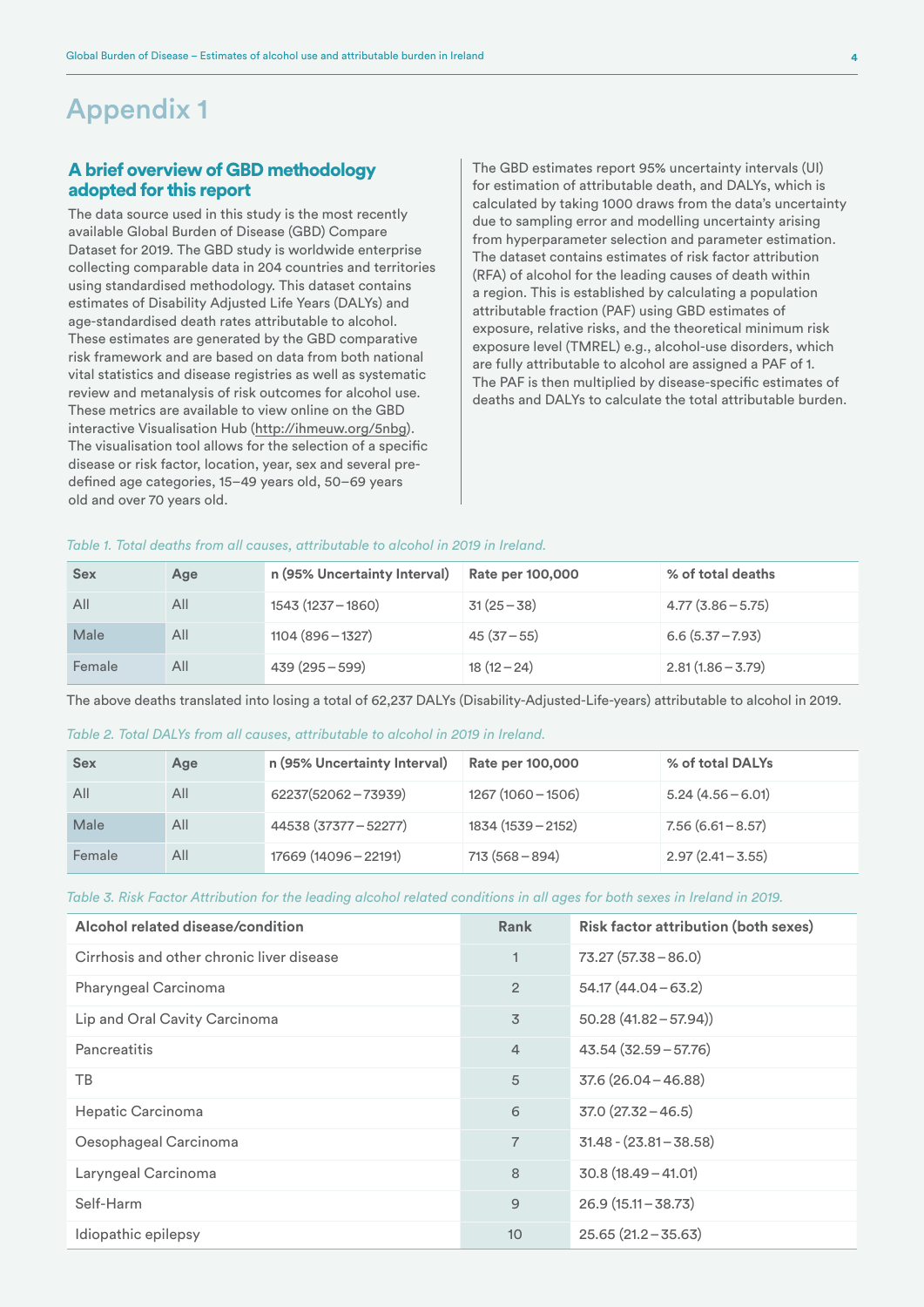# Appendix 1

## A brief overview of GBD methodology adopted for this report

The data source used in this study is the most recently available Global Burden of Disease (GBD) Compare Dataset for 2019. The GBD study is worldwide enterprise collecting comparable data in 204 countries and territories using standardised methodology. This dataset contains estimates of Disability Adjusted Life Years (DALYs) and age-standardised death rates attributable to alcohol. These estimates are generated by the GBD comparative risk framework and are based on data from both national vital statistics and disease registries as well as systematic review and metanalysis of risk outcomes for alcohol use. These metrics are available to view online on the GBD interactive Visualisation Hub (http://ihmeuw.org/5nbg). The visualisation tool allows for the selection of a specific disease or risk factor, location, year, sex and several pre-defined age categories, 15–49 years old, 50–69 years old and over 70 years old.

The GBD estimates report 95% uncertainty intervals (UI) for estimation of attributable death, and DALYs, which is calculated by taking 1000 draws from the data's uncertainty due to sampling error and modelling uncertainty arising from hyperparameter selection and parameter estimation. The dataset contains estimates of risk factor attribution (RFA) of alcohol for the leading causes of death within a region. This is established by calculating a population attributable fraction (PAF) using GBD estimates of exposure, relative risks, and the theoretical minimum risk exposure level (TMREL) e.g., alcohol-use disorders, which are fully attributable to alcohol are assigned a PAF of 1. The PAF is then multiplied by disease-specific estimates of deaths and DALYs to calculate the total attributable burden.

*Table 1. Total deaths from all causes, attributable to alcohol in 2019 in Ireland.*

| Sex | Age | n (95% Uncertainty Interval) | Rate per 100,000 | % of total deaths |
|---|---|---|---|---|
| All | All | 1543 (1237 – 1860) | 31 (25 – 38) | 4.77 (3.86 – 5.75) |
| Male | All | 1104 (896 – 1327) | 45 (37 – 55) | 6.6 (5.37 – 7.93) |
| Female | All | 439 (295 – 599) | 18 (12 – 24) | 2.81 (1.86 – 3.79) |

The above deaths translated into losing a total of 62,237 DALYs (Disability-Adjusted-Life-years) attributable to alcohol in 2019.

*Table 2. Total DALYs from all causes, attributable to alcohol in 2019 in Ireland.*

| Sex | Age | n (95% Uncertainty Interval) | Rate per 100,000 | % of total DALYs |
|---|---|---|---|---|
| All | All | 62237(52062 – 73939) | 1267 (1060 – 1506) | 5.24 (4.56 – 6.01) |
| Male | All | 44538 (37377 – 52277) | 1834 (1539 – 2152) | 7.56 (6.61 – 8.57) |
| Female | All | 17669 (14096 – 22191) | 713 (568 – 894) | 2.97 (2.41 – 3.55) |

*Table 3. Risk Factor Attribution for the leading alcohol related conditions in all ages for both sexes in Ireland in 2019.*

| Alcohol related disease/condition | Rank | Risk factor attribution (both sexes) |
|---|---|---|
| Cirrhosis and other chronic liver disease | 1 | 73.27 (57.38 – 86.0) |
| Pharyngeal Carcinoma | 2 | 54.17 (44.04 – 63.2) |
| Lip and Oral Cavity Carcinoma | 3 | 50.28 (41.82 – 57.94)) |
| Pancreatitis | 4 | 43.54 (32.59 – 57.76) |
| TB | 5 | 37.6 (26.04 – 46.88) |
| Hepatic Carcinoma | 6 | 37.0 (27.32 – 46.5) |
| Oesophageal Carcinoma | 7 | 31.48 - (23.81 – 38.58) |
| Laryngeal Carcinoma | 8 | 30.8 (18.49 – 41.01) |
| Self-Harm | 9 | 26.9 (15.11 – 38.73) |
| Idiopathic epilepsy | 10 | 25.65 (21.2 – 35.63) |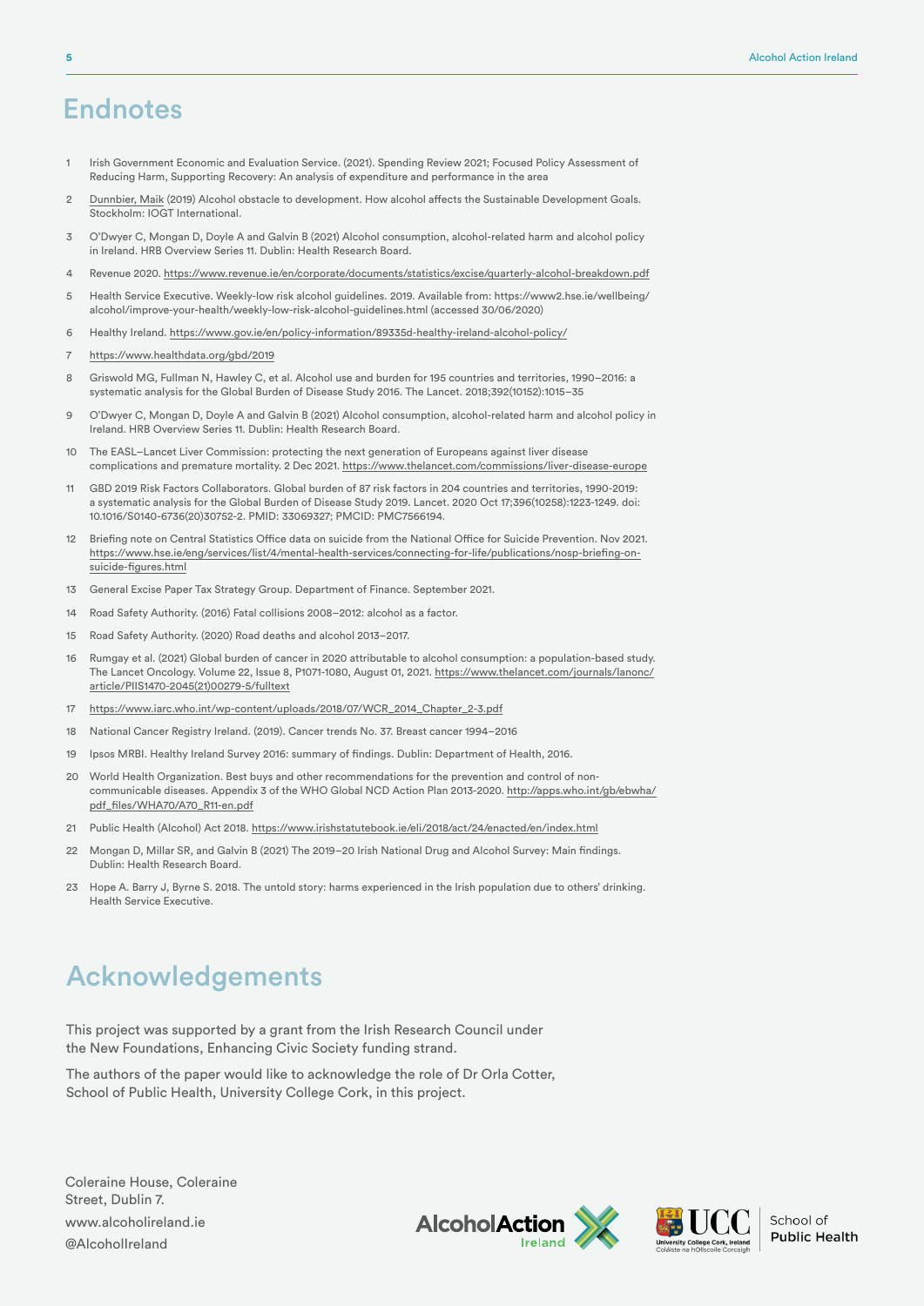# Endnotes

1. Irish Government Economic and Evaluation Service. (2021). Spending Review 2021; Focused Policy Assessment of Reducing Harm, Supporting Recovery: An analysis of expenditure and performance in the area
2. Dunnbier, Maik (2019) Alcohol obstacle to development. How alcohol affects the Sustainable Development Goals. Stockholm: IOGT International.
3. O'Dwyer C, Mongan D, Doyle A and Galvin B (2021) Alcohol consumption, alcohol-related harm and alcohol policy in Ireland. HRB Overview Series 11. Dublin: Health Research Board.
4. Revenue 2020. https://www.revenue.ie/en/corporate/documents/statistics/excise/quarterly-alcohol-breakdown.pdf
5. Health Service Executive. Weekly-low risk alcohol guidelines. 2019. Available from: https://www2.hse.ie/wellbeing/alcohol/improve-your-health/weekly-low-risk-alcohol-guidelines.html (accessed 30/06/2020)
6. Healthy Ireland. https://www.gov.ie/en/policy-information/89335d-healthy-ireland-alcohol-policy/
7. https://www.healthdata.org/gbd/2019
8. Griswold MG, Fullman N, Hawley C, et al. Alcohol use and burden for 195 countries and territories, 1990–2016: a systematic analysis for the Global Burden of Disease Study 2016. The Lancet. 2018;392(10152):1015–35
9. O'Dwyer C, Mongan D, Doyle A and Galvin B (2021) Alcohol consumption, alcohol-related harm and alcohol policy in Ireland. HRB Overview Series 11. Dublin: Health Research Board.
10. The EASL–Lancet Liver Commission: protecting the next generation of Europeans against liver disease complications and premature mortality. 2 Dec 2021. https://www.thelancet.com/commissions/liver-disease-europe
11. GBD 2019 Risk Factors Collaborators. Global burden of 87 risk factors in 204 countries and territories, 1990-2019: a systematic analysis for the Global Burden of Disease Study 2019. Lancet. 2020 Oct 17;396(10258):1223-1249. doi: 10.1016/S0140-6736(20)30752-2. PMID: 33069327; PMCID: PMC7566194.
12. Briefing note on Central Statistics Office data on suicide from the National Office for Suicide Prevention. Nov 2021. https://www.hse.ie/eng/services/list/4/mental-health-services/connecting-for-life/publications/nosp-briefing-on-suicide-figures.html
13. General Excise Paper Tax Strategy Group. Department of Finance. September 2021.
14. Road Safety Authority. (2016) Fatal collisions 2008–2012: alcohol as a factor.
15. Road Safety Authority. (2020) Road deaths and alcohol 2013–2017.
16. Rumgay et al. (2021) Global burden of cancer in 2020 attributable to alcohol consumption: a population-based study. The Lancet Oncology. Volume 22, Issue 8, P1071-1080, August 01, 2021. https://www.thelancet.com/journals/lanonc/article/PIIS1470-2045(21)00279-5/fulltext
17. https://www.iarc.who.int/wp-content/uploads/2018/07/WCR_2014_Chapter_2-3.pdf
18. National Cancer Registry Ireland. (2019). Cancer trends No. 37. Breast cancer 1994–2016
19. Ipsos MRBI. Healthy Ireland Survey 2016: summary of findings. Dublin: Department of Health, 2016.
20. World Health Organization. Best buys and other recommendations for the prevention and control of non-communicable diseases. Appendix 3 of the WHO Global NCD Action Plan 2013-2020. http://apps.who.int/gb/ebwha/pdf_files/WHA70/A70_R11-en.pdf
21. Public Health (Alcohol) Act 2018. https://www.irishstatutebook.ie/eli/2018/act/24/enacted/en/index.html
22. Mongan D, Millar SR, and Galvin B (2021) The 2019–20 Irish National Drug and Alcohol Survey: Main findings. Dublin: Health Research Board.
23. Hope A. Barry J, Byrne S. 2018. The untold story: harms experienced in the Irish population due to others' drinking. Health Service Executive.

# Acknowledgements

This project was supported by a grant from the Irish Research Council under the New Foundations, Enhancing Civic Society funding strand.

The authors of the paper would like to acknowledge the role of Dr Orla Cotter, School of Public Health, University College Cork, in this project.

Coleraine House, Coleraine Street, Dublin 7.
www.alcoholireland.ie
@AlcoholIreland

AlcoholAction Ireland

UCC University College Cork, Ireland
Coláiste na hOllscoile Corcaigh

School of Public Health